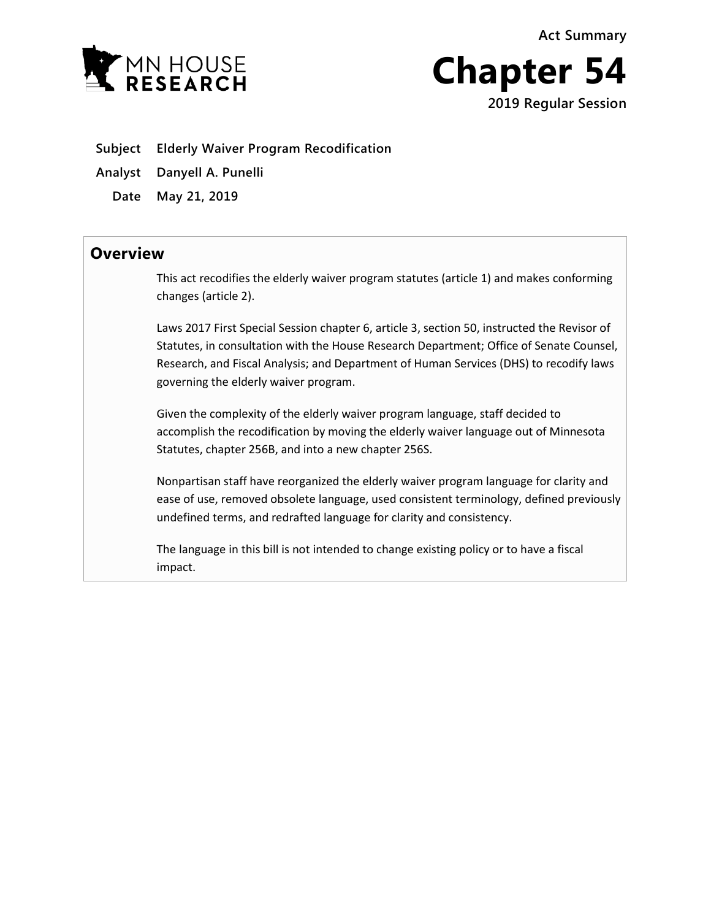MN HOUSE RESEARCH

Act Summary

# Chapter 54

2019 Regular Session

**Subject** Elderly Waiver Program Recodification

**Analyst** Danyell A. Punelli

**Date** May 21, 2019

## Overview

This act recodifies the elderly waiver program statutes (article 1) and makes conforming changes (article 2).

Laws 2017 First Special Session chapter 6, article 3, section 50, instructed the Revisor of Statutes, in consultation with the House Research Department; Office of Senate Counsel, Research, and Fiscal Analysis; and Department of Human Services (DHS) to recodify laws governing the elderly waiver program.

Given the complexity of the elderly waiver program language, staff decided to accomplish the recodification by moving the elderly waiver language out of Minnesota Statutes, chapter 256B, and into a new chapter 256S.

Nonpartisan staff have reorganized the elderly waiver program language for clarity and ease of use, removed obsolete language, used consistent terminology, defined previously undefined terms, and redrafted language for clarity and consistency.

The language in this bill is not intended to change existing policy or to have a fiscal impact.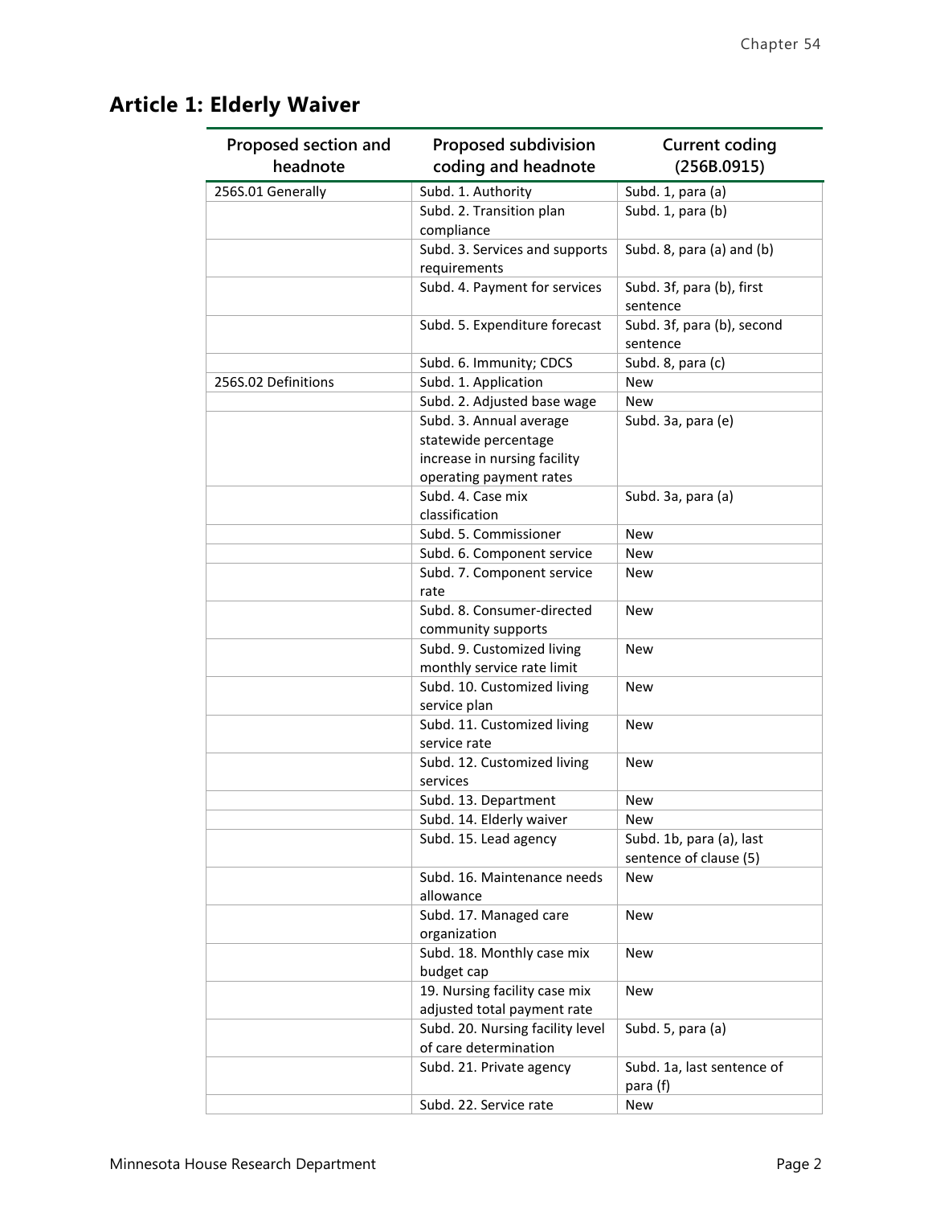## Article 1: Elderly Waiver

| Proposed section and headnote | Proposed subdivision coding and headnote | Current coding (256B.0915) |
|---|---|---|
| 256S.01 Generally | Subd. 1. Authority | Subd. 1, para (a) |
| | Subd. 2. Transition plan compliance | Subd. 1, para (b) |
| | Subd. 3. Services and supports requirements | Subd. 8, para (a) and (b) |
| | Subd. 4. Payment for services | Subd. 3f, para (b), first sentence |
| | Subd. 5. Expenditure forecast | Subd. 3f, para (b), second sentence |
| | Subd. 6. Immunity; CDCS | Subd. 8, para (c) |
| 256S.02 Definitions | Subd. 1. Application | New |
| | Subd. 2. Adjusted base wage | New |
| | Subd. 3. Annual average statewide percentage increase in nursing facility operating payment rates | Subd. 3a, para (e) |
| | Subd. 4. Case mix classification | Subd. 3a, para (a) |
| | Subd. 5. Commissioner | New |
| | Subd. 6. Component service | New |
| | Subd. 7. Component service rate | New |
| | Subd. 8. Consumer-directed community supports | New |
| | Subd. 9. Customized living monthly service rate limit | New |
| | Subd. 10. Customized living service plan | New |
| | Subd. 11. Customized living service rate | New |
| | Subd. 12. Customized living services | New |
| | Subd. 13. Department | New |
| | Subd. 14. Elderly waiver | New |
| | Subd. 15. Lead agency | Subd. 1b, para (a), last sentence of clause (5) |
| | Subd. 16. Maintenance needs allowance | New |
| | Subd. 17. Managed care organization | New |
| | Subd. 18. Monthly case mix budget cap | New |
| | 19. Nursing facility case mix adjusted total payment rate | New |
| | Subd. 20. Nursing facility level of care determination | Subd. 5, para (a) |
| | Subd. 21. Private agency | Subd. 1a, last sentence of para (f) |
| | Subd. 22. Service rate | New |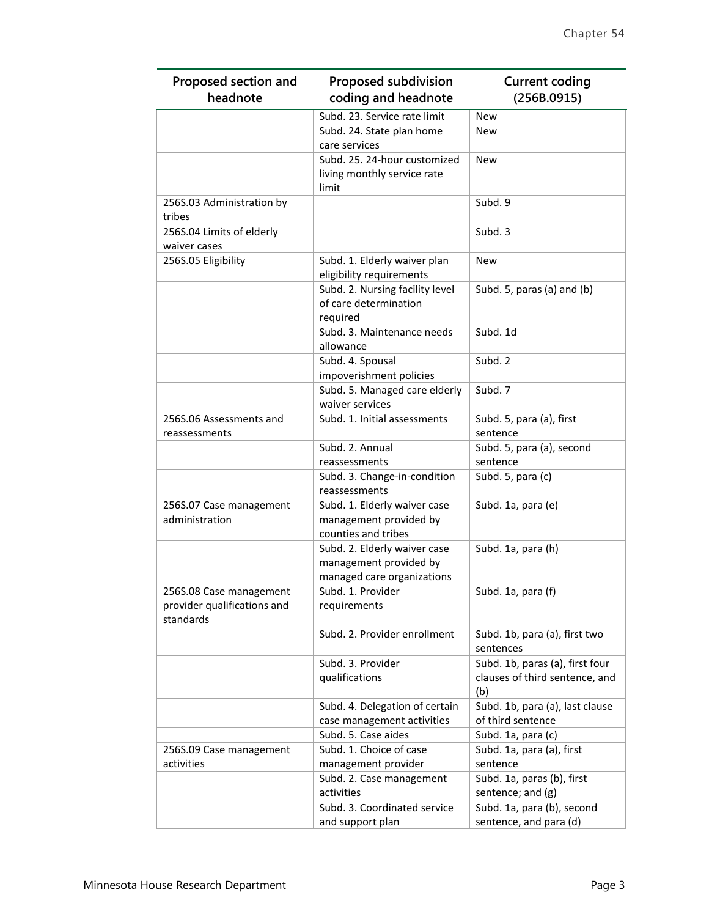| Proposed section and headnote | Proposed subdivision coding and headnote | Current coding (256B.0915) |
|---|---|---|
| | Subd. 23. Service rate limit | New |
| | Subd. 24. State plan home care services | New |
| | Subd. 25. 24-hour customized living monthly service rate limit | New |
| 256S.03 Administration by tribes | | Subd. 9 |
| 256S.04 Limits of elderly waiver cases | | Subd. 3 |
| 256S.05 Eligibility | Subd. 1. Elderly waiver plan eligibility requirements | New |
| | Subd. 2. Nursing facility level of care determination required | Subd. 5, paras (a) and (b) |
| | Subd. 3. Maintenance needs allowance | Subd. 1d |
| | Subd. 4. Spousal impoverishment policies | Subd. 2 |
| | Subd. 5. Managed care elderly waiver services | Subd. 7 |
| 256S.06 Assessments and reassessments | Subd. 1. Initial assessments | Subd. 5, para (a), first sentence |
| | Subd. 2. Annual reassessments | Subd. 5, para (a), second sentence |
| | Subd. 3. Change-in-condition reassessments | Subd. 5, para (c) |
| 256S.07 Case management administration | Subd. 1. Elderly waiver case management provided by counties and tribes | Subd. 1a, para (e) |
| | Subd. 2. Elderly waiver case management provided by managed care organizations | Subd. 1a, para (h) |
| 256S.08 Case management provider qualifications and standards | Subd. 1. Provider requirements | Subd. 1a, para (f) |
| | Subd. 2. Provider enrollment | Subd. 1b, para (a), first two sentences |
| | Subd. 3. Provider qualifications | Subd. 1b, paras (a), first four clauses of third sentence, and (b) |
| | Subd. 4. Delegation of certain case management activities | Subd. 1b, para (a), last clause of third sentence |
| | Subd. 5. Case aides | Subd. 1a, para (c) |
| 256S.09 Case management activities | Subd. 1. Choice of case management provider | Subd. 1a, para (a), first sentence |
| | Subd. 2. Case management activities | Subd. 1a, paras (b), first sentence; and (g) |
| | Subd. 3. Coordinated service and support plan | Subd. 1a, para (b), second sentence, and para (d) |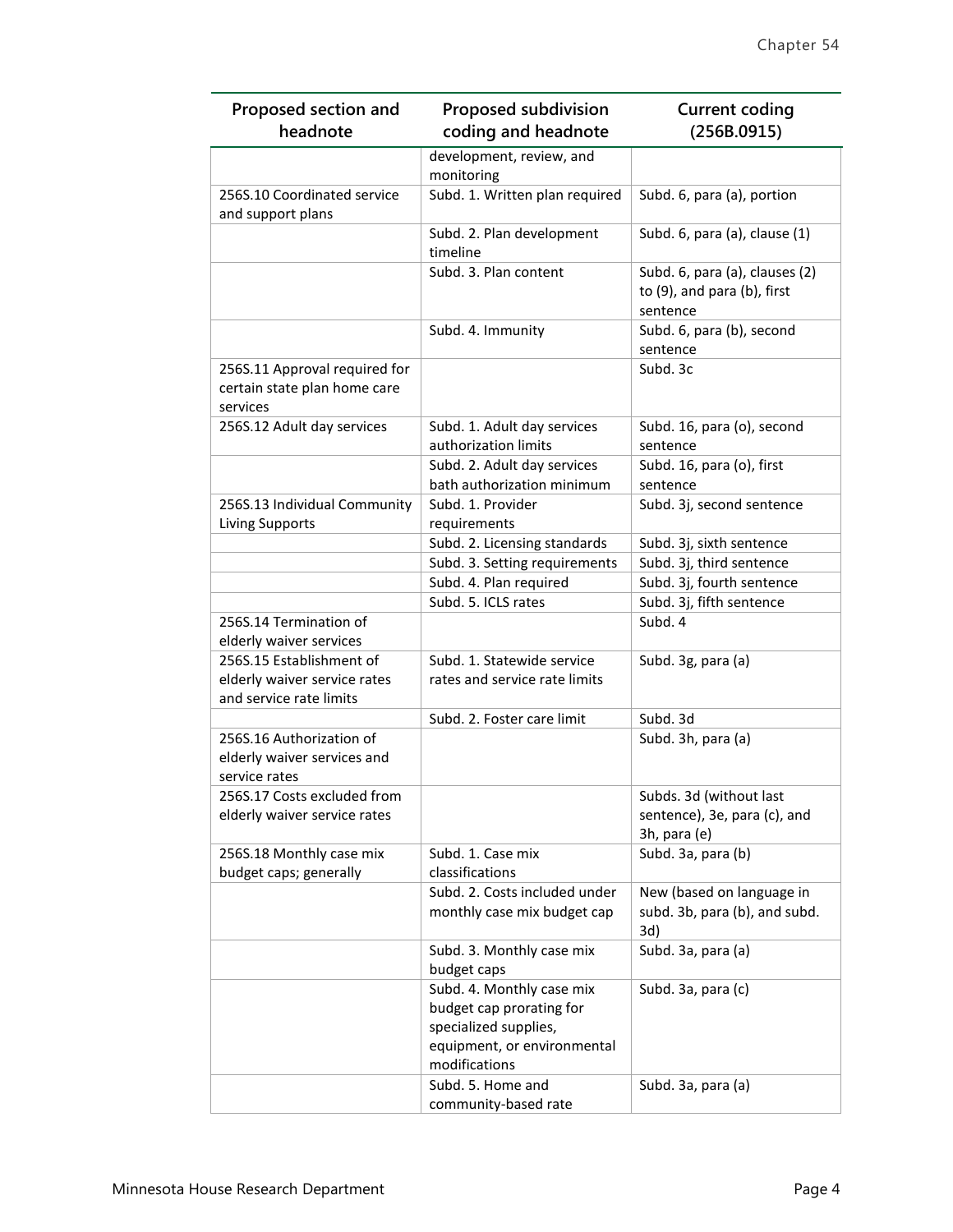| Proposed section and headnote | Proposed subdivision coding and headnote | Current coding (256B.0915) |
|---|---|---|
| | development, review, and monitoring | |
| 256S.10 Coordinated service and support plans | Subd. 1. Written plan required | Subd. 6, para (a), portion |
| | Subd. 2. Plan development timeline | Subd. 6, para (a), clause (1) |
| | Subd. 3. Plan content | Subd. 6, para (a), clauses (2) to (9), and para (b), first sentence |
| | Subd. 4. Immunity | Subd. 6, para (b), second sentence |
| 256S.11 Approval required for certain state plan home care services | | Subd. 3c |
| 256S.12 Adult day services | Subd. 1. Adult day services authorization limits | Subd. 16, para (o), second sentence |
| | Subd. 2. Adult day services bath authorization minimum | Subd. 16, para (o), first sentence |
| 256S.13 Individual Community Living Supports | Subd. 1. Provider requirements | Subd. 3j, second sentence |
| | Subd. 2. Licensing standards | Subd. 3j, sixth sentence |
| | Subd. 3. Setting requirements | Subd. 3j, third sentence |
| | Subd. 4. Plan required | Subd. 3j, fourth sentence |
| | Subd. 5. ICLS rates | Subd. 3j, fifth sentence |
| 256S.14 Termination of elderly waiver services | | Subd. 4 |
| 256S.15 Establishment of elderly waiver service rates and service rate limits | Subd. 1. Statewide service rates and service rate limits | Subd. 3g, para (a) |
| | Subd. 2. Foster care limit | Subd. 3d |
| 256S.16 Authorization of elderly waiver services and service rates | | Subd. 3h, para (a) |
| 256S.17 Costs excluded from elderly waiver service rates | | Subds. 3d (without last sentence), 3e, para (c), and 3h, para (e) |
| 256S.18 Monthly case mix budget caps; generally | Subd. 1. Case mix classifications | Subd. 3a, para (b) |
| | Subd. 2. Costs included under monthly case mix budget cap | New (based on language in subd. 3b, para (b), and subd. 3d) |
| | Subd. 3. Monthly case mix budget caps | Subd. 3a, para (a) |
| | Subd. 4. Monthly case mix budget cap prorating for specialized supplies, equipment, or environmental modifications | Subd. 3a, para (c) |
| | Subd. 5. Home and community-based rate | Subd. 3a, para (a) |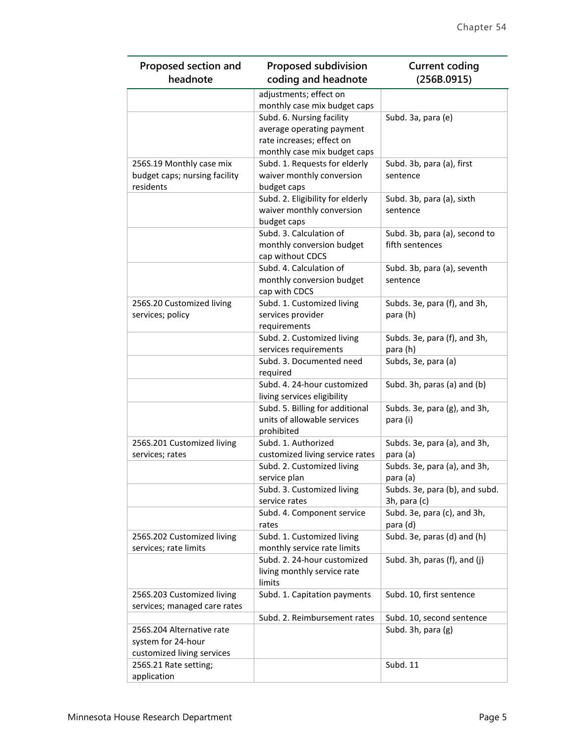| Proposed section and headnote | Proposed subdivision coding and headnote | Current coding (256B.0915) |
|---|---|---|
| | adjustments; effect on monthly case mix budget caps | |
| | Subd. 6. Nursing facility average operating payment rate increases; effect on monthly case mix budget caps | Subd. 3a, para (e) |
| 256S.19 Monthly case mix budget caps; nursing facility residents | Subd. 1. Requests for elderly waiver monthly conversion budget caps | Subd. 3b, para (a), first sentence |
| | Subd. 2. Eligibility for elderly waiver monthly conversion budget caps | Subd. 3b, para (a), sixth sentence |
| | Subd. 3. Calculation of monthly conversion budget cap without CDCS | Subd. 3b, para (a), second to fifth sentences |
| | Subd. 4. Calculation of monthly conversion budget cap with CDCS | Subd. 3b, para (a), seventh sentence |
| 256S.20 Customized living services; policy | Subd. 1. Customized living services provider requirements | Subds. 3e, para (f), and 3h, para (h) |
| | Subd. 2. Customized living services requirements | Subds. 3e, para (f), and 3h, para (h) |
| | Subd. 3. Documented need required | Subds, 3e, para (a) |
| | Subd. 4. 24-hour customized living services eligibility | Subd. 3h, paras (a) and (b) |
| | Subd. 5. Billing for additional units of allowable services prohibited | Subds. 3e, para (g), and 3h, para (i) |
| 256S.201 Customized living services; rates | Subd. 1. Authorized customized living service rates | Subds. 3e, para (a), and 3h, para (a) |
| | Subd. 2. Customized living service plan | Subds. 3e, para (a), and 3h, para (a) |
| | Subd. 3. Customized living service rates | Subds. 3e, para (b), and subd. 3h, para (c) |
| | Subd. 4. Component service rates | Subd. 3e, para (c), and 3h, para (d) |
| 256S.202 Customized living services; rate limits | Subd. 1. Customized living monthly service rate limits | Subd. 3e, paras (d) and (h) |
| | Subd. 2. 24-hour customized living monthly service rate limits | Subd. 3h, paras (f), and (j) |
| 256S.203 Customized living services; managed care rates | Subd. 1. Capitation payments | Subd. 10, first sentence |
| | Subd. 2. Reimbursement rates | Subd. 10, second sentence |
| 256S.204 Alternative rate system for 24-hour customized living services | | Subd. 3h, para (g) |
| 256S.21 Rate setting; application | | Subd. 11 |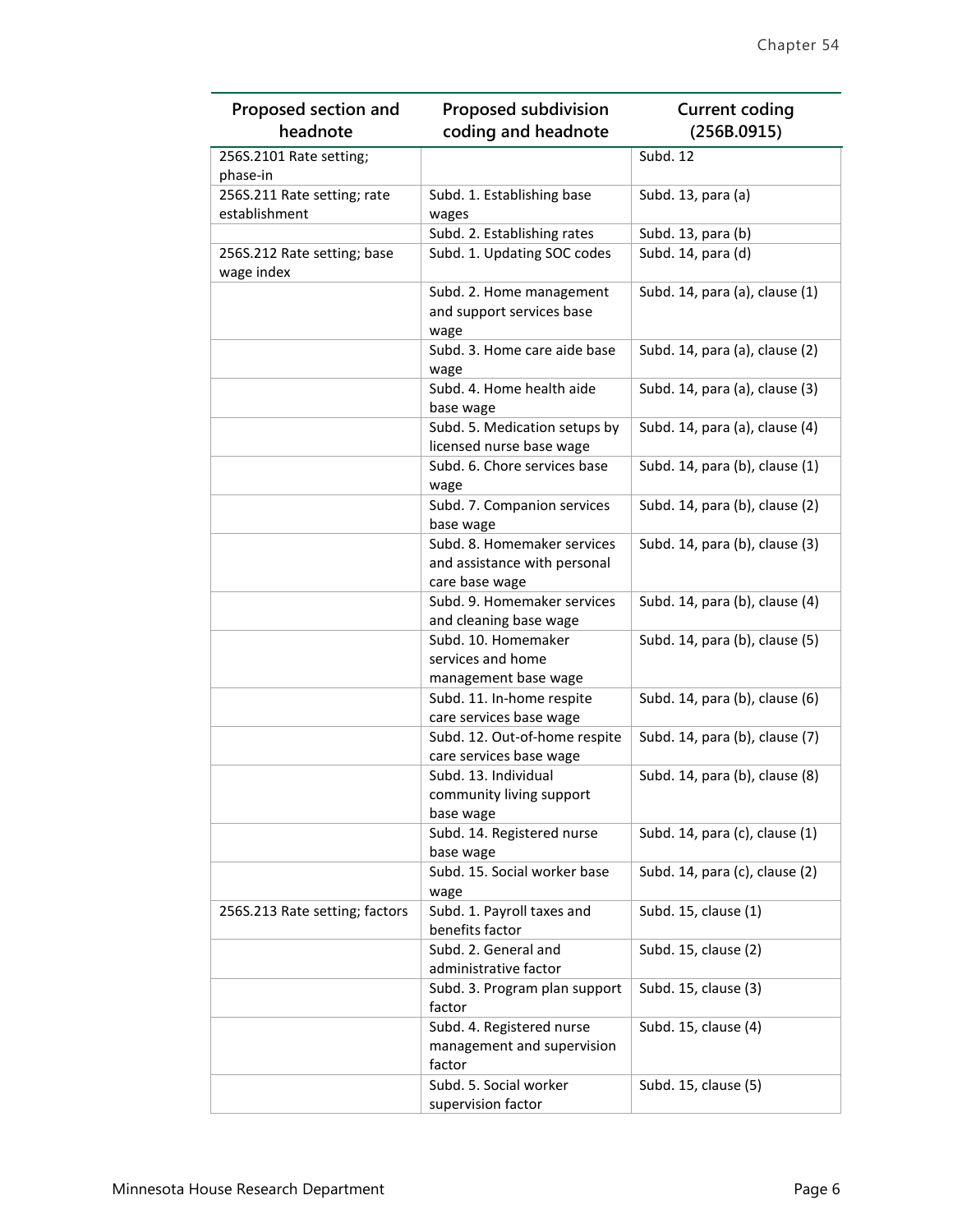| Proposed section and headnote | Proposed subdivision coding and headnote | Current coding (256B.0915) |
|---|---|---|
| 256S.2101 Rate setting; phase-in | | Subd. 12 |
| 256S.211 Rate setting; rate establishment | Subd. 1. Establishing base wages | Subd. 13, para (a) |
| | Subd. 2. Establishing rates | Subd. 13, para (b) |
| 256S.212 Rate setting; base wage index | Subd. 1. Updating SOC codes | Subd. 14, para (d) |
| | Subd. 2. Home management and support services base wage | Subd. 14, para (a), clause (1) |
| | Subd. 3. Home care aide base wage | Subd. 14, para (a), clause (2) |
| | Subd. 4. Home health aide base wage | Subd. 14, para (a), clause (3) |
| | Subd. 5. Medication setups by licensed nurse base wage | Subd. 14, para (a), clause (4) |
| | Subd. 6. Chore services base wage | Subd. 14, para (b), clause (1) |
| | Subd. 7. Companion services base wage | Subd. 14, para (b), clause (2) |
| | Subd. 8. Homemaker services and assistance with personal care base wage | Subd. 14, para (b), clause (3) |
| | Subd. 9. Homemaker services and cleaning base wage | Subd. 14, para (b), clause (4) |
| | Subd. 10. Homemaker services and home management base wage | Subd. 14, para (b), clause (5) |
| | Subd. 11. In-home respite care services base wage | Subd. 14, para (b), clause (6) |
| | Subd. 12. Out-of-home respite care services base wage | Subd. 14, para (b), clause (7) |
| | Subd. 13. Individual community living support base wage | Subd. 14, para (b), clause (8) |
| | Subd. 14. Registered nurse base wage | Subd. 14, para (c), clause (1) |
| | Subd. 15. Social worker base wage | Subd. 14, para (c), clause (2) |
| 256S.213 Rate setting; factors | Subd. 1. Payroll taxes and benefits factor | Subd. 15, clause (1) |
| | Subd. 2. General and administrative factor | Subd. 15, clause (2) |
| | Subd. 3. Program plan support factor | Subd. 15, clause (3) |
| | Subd. 4. Registered nurse management and supervision factor | Subd. 15, clause (4) |
| | Subd. 5. Social worker supervision factor | Subd. 15, clause (5) |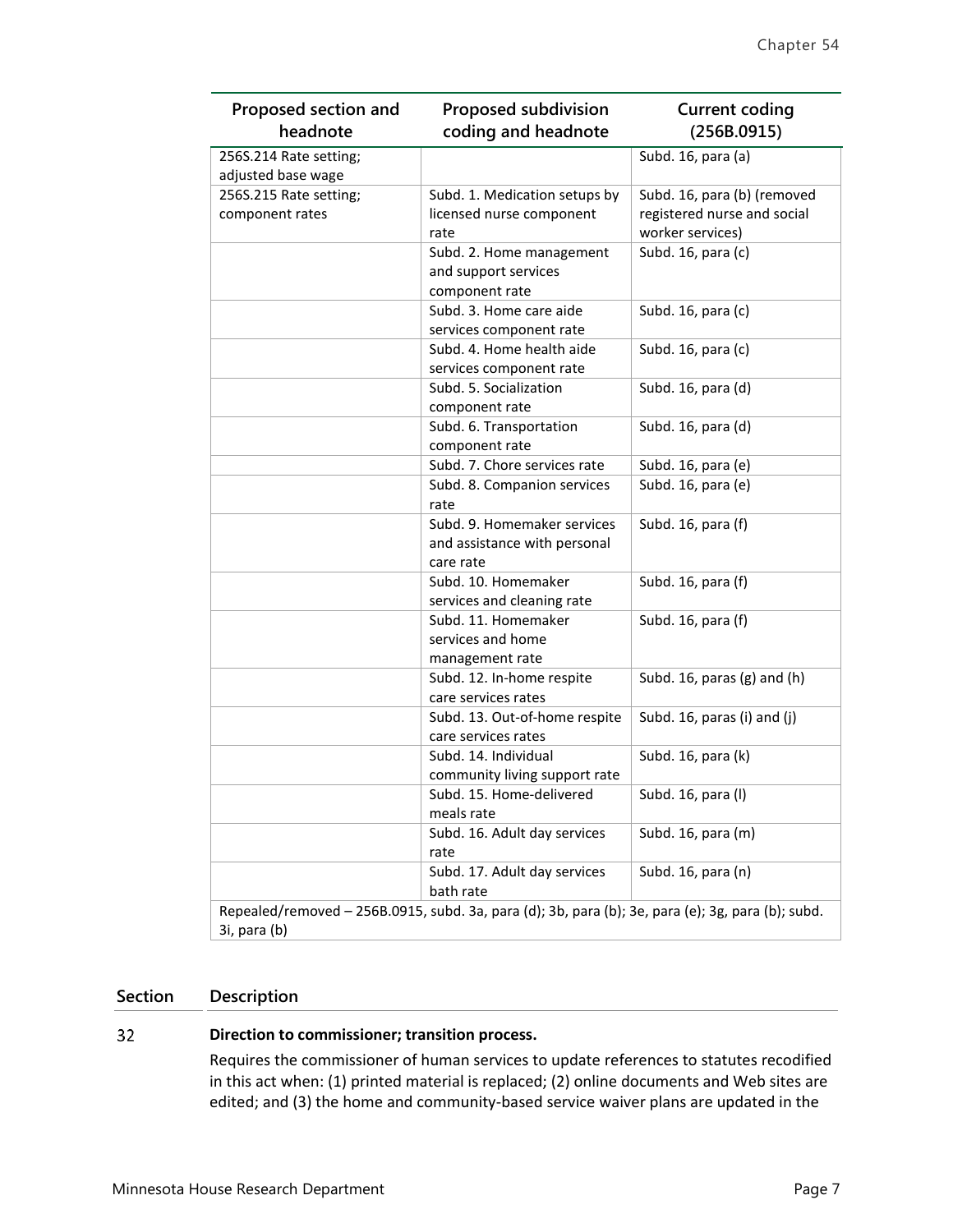| Proposed section and headnote | Proposed subdivision coding and headnote | Current coding (256B.0915) |
|---|---|---|
| 256S.214 Rate setting; adjusted base wage | | Subd. 16, para (a) |
| 256S.215 Rate setting; component rates | Subd. 1. Medication setups by licensed nurse component rate | Subd. 16, para (b) (removed registered nurse and social worker services) |
| | Subd. 2. Home management and support services component rate | Subd. 16, para (c) |
| | Subd. 3. Home care aide services component rate | Subd. 16, para (c) |
| | Subd. 4. Home health aide services component rate | Subd. 16, para (c) |
| | Subd. 5. Socialization component rate | Subd. 16, para (d) |
| | Subd. 6. Transportation component rate | Subd. 16, para (d) |
| | Subd. 7. Chore services rate | Subd. 16, para (e) |
| | Subd. 8. Companion services rate | Subd. 16, para (e) |
| | Subd. 9. Homemaker services and assistance with personal care rate | Subd. 16, para (f) |
| | Subd. 10. Homemaker services and cleaning rate | Subd. 16, para (f) |
| | Subd. 11. Homemaker services and home management rate | Subd. 16, para (f) |
| | Subd. 12. In-home respite care services rates | Subd. 16, paras (g) and (h) |
| | Subd. 13. Out-of-home respite care services rates | Subd. 16, paras (i) and (j) |
| | Subd. 14. Individual community living support rate | Subd. 16, para (k) |
| | Subd. 15. Home-delivered meals rate | Subd. 16, para (l) |
| | Subd. 16. Adult day services rate | Subd. 16, para (m) |
| | Subd. 17. Adult day services bath rate | Subd. 16, para (n) |
| Repealed/removed – 256B.0915, subd. 3a, para (d); 3b, para (b); 3e, para (e); 3g, para (b); subd. 3i, para (b) | | |

| Section | Description |
|---|---|
| 32 | **Direction to commissioner; transition process.** |

Requires the commissioner of human services to update references to statutes recodified in this act when: (1) printed material is replaced; (2) online documents and Web sites are edited; and (3) the home and community-based service waiver plans are updated in the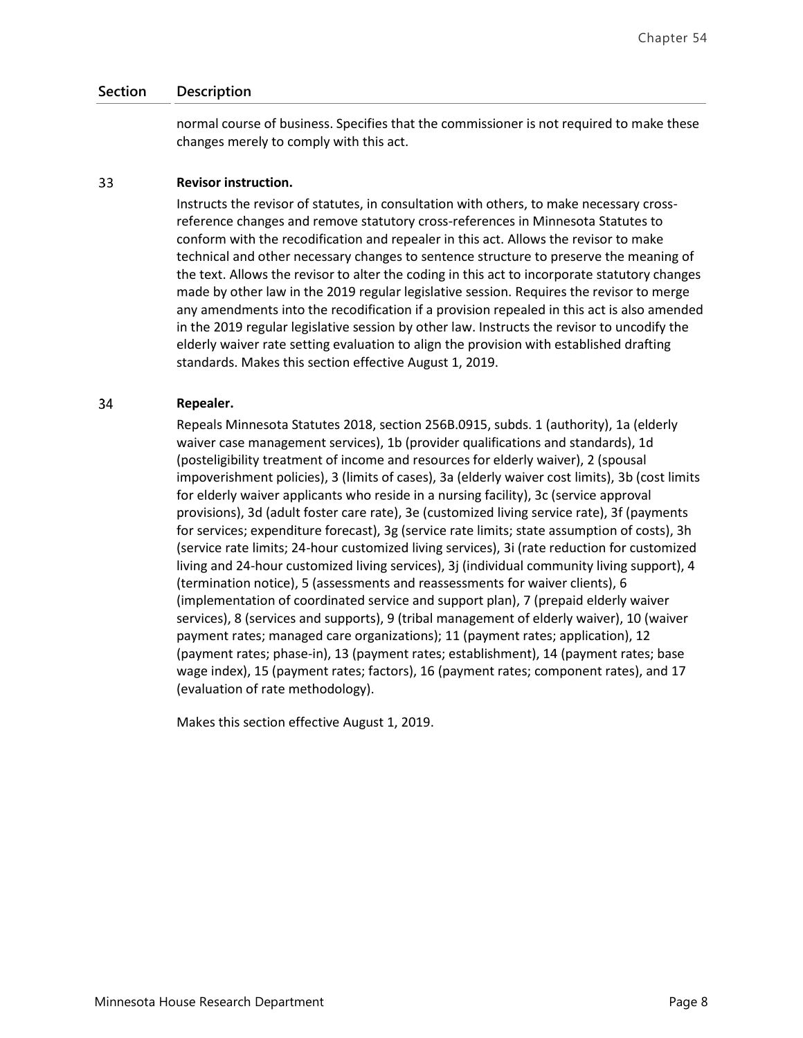| Section | Description |
|---|---|
| | normal course of business. Specifies that the commissioner is not required to make these changes merely to comply with this act. |
| 33 | **Revisor instruction.**<br>Instructs the revisor of statutes, in consultation with others, to make necessary cross-reference changes and remove statutory cross-references in Minnesota Statutes to conform with the recodification and repealer in this act. Allows the revisor to make technical and other necessary changes to sentence structure to preserve the meaning of the text. Allows the revisor to alter the coding in this act to incorporate statutory changes made by other law in the 2019 regular legislative session. Requires the revisor to merge any amendments into the recodification if a provision repealed in this act is also amended in the 2019 regular legislative session by other law. Instructs the revisor to uncodify the elderly waiver rate setting evaluation to align the provision with established drafting standards. Makes this section effective August 1, 2019. |
| 34 | **Repealer.**<br>Repeals Minnesota Statutes 2018, section 256B.0915, subds. 1 (authority), 1a (elderly waiver case management services), 1b (provider qualifications and standards), 1d (posteligibility treatment of income and resources for elderly waiver), 2 (spousal impoverishment policies), 3 (limits of cases), 3a (elderly waiver cost limits), 3b (cost limits for elderly waiver applicants who reside in a nursing facility), 3c (service approval provisions), 3d (adult foster care rate), 3e (customized living service rate), 3f (payments for services; expenditure forecast), 3g (service rate limits; state assumption of costs), 3h (service rate limits; 24-hour customized living services), 3i (rate reduction for customized living and 24-hour customized living services), 3j (individual community living support), 4 (termination notice), 5 (assessments and reassessments for waiver clients), 6 (implementation of coordinated service and support plan), 7 (prepaid elderly waiver services), 8 (services and supports), 9 (tribal management of elderly waiver), 10 (waiver payment rates; managed care organizations); 11 (payment rates; application), 12 (payment rates; phase-in), 13 (payment rates; establishment), 14 (payment rates; base wage index), 15 (payment rates; factors), 16 (payment rates; component rates), and 17 (evaluation of rate methodology).<br><br>Makes this section effective August 1, 2019. |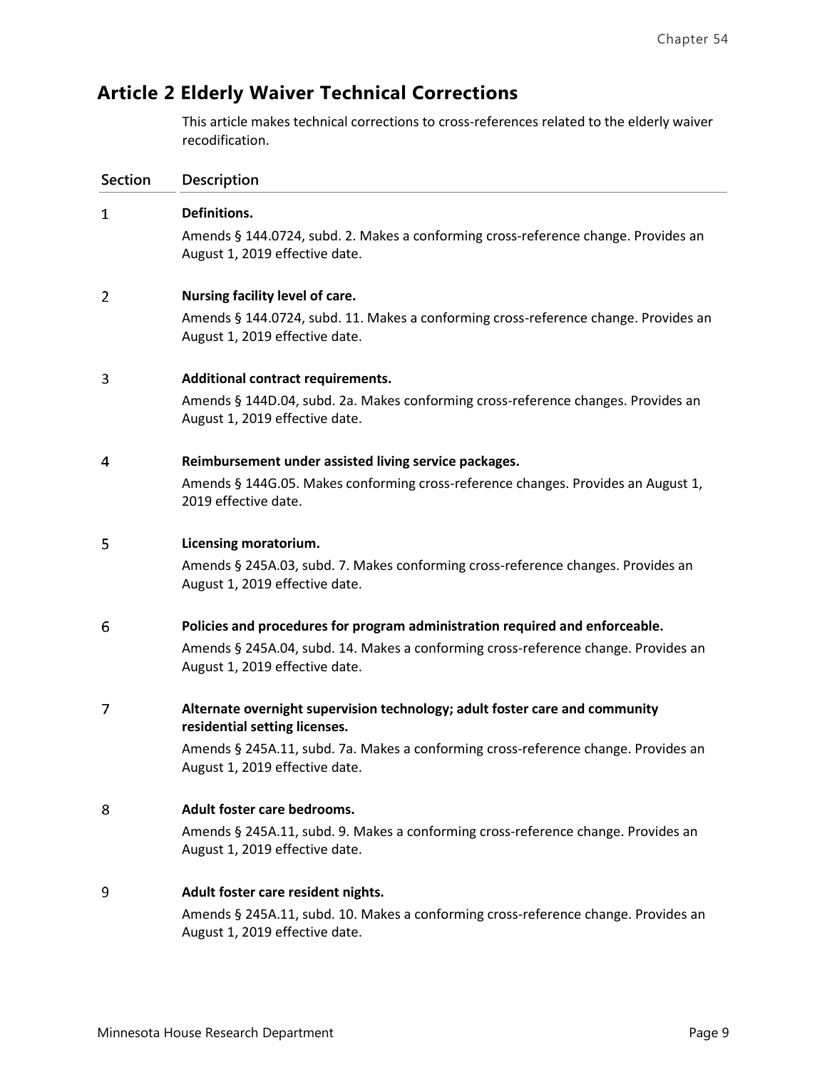## Article 2 Elderly Waiver Technical Corrections

This article makes technical corrections to cross-references related to the elderly waiver recodification.

| Section | Description |
|---|---|
| 1 | **Definitions.**<br>Amends § 144.0724, subd. 2. Makes a conforming cross-reference change. Provides an August 1, 2019 effective date. |
| 2 | **Nursing facility level of care.**<br>Amends § 144.0724, subd. 11. Makes a conforming cross-reference change. Provides an August 1, 2019 effective date. |
| 3 | **Additional contract requirements.**<br>Amends § 144D.04, subd. 2a. Makes conforming cross-reference changes. Provides an August 1, 2019 effective date. |
| 4 | **Reimbursement under assisted living service packages.**<br>Amends § 144G.05. Makes conforming cross-reference changes. Provides an August 1, 2019 effective date. |
| 5 | **Licensing moratorium.**<br>Amends § 245A.03, subd. 7. Makes conforming cross-reference changes. Provides an August 1, 2019 effective date. |
| 6 | **Policies and procedures for program administration required and enforceable.**<br>Amends § 245A.04, subd. 14. Makes a conforming cross-reference change. Provides an August 1, 2019 effective date. |
| 7 | **Alternate overnight supervision technology; adult foster care and community residential setting licenses.**<br>Amends § 245A.11, subd. 7a. Makes a conforming cross-reference change. Provides an August 1, 2019 effective date. |
| 8 | **Adult foster care bedrooms.**<br>Amends § 245A.11, subd. 9. Makes a conforming cross-reference change. Provides an August 1, 2019 effective date. |
| 9 | **Adult foster care resident nights.**<br>Amends § 245A.11, subd. 10. Makes a conforming cross-reference change. Provides an August 1, 2019 effective date. |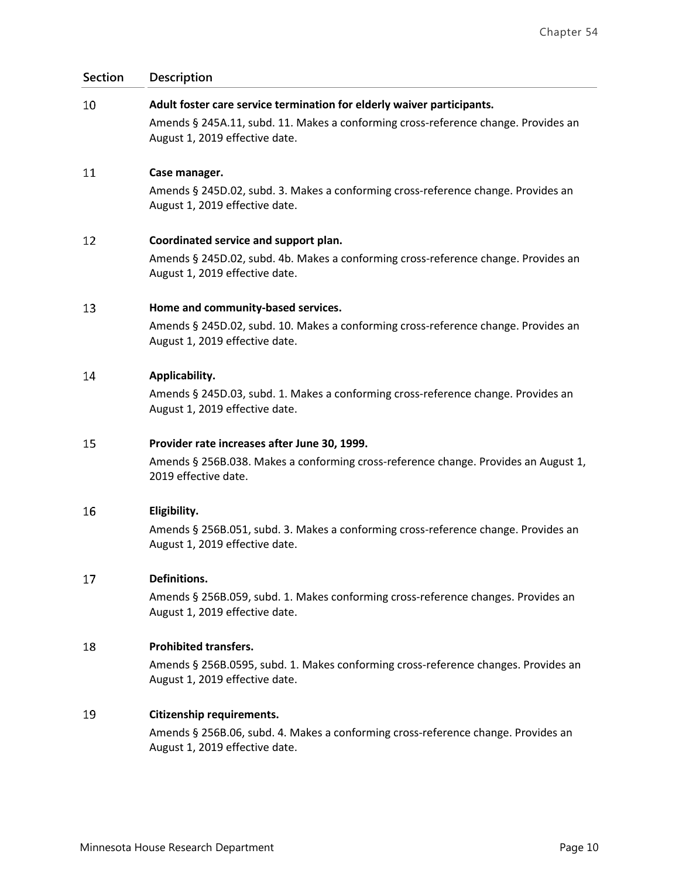| Section | Description |
|---|---|
| 10 | **Adult foster care service termination for elderly waiver participants.**<br>Amends § 245A.11, subd. 11. Makes a conforming cross-reference change. Provides an August 1, 2019 effective date. |
| 11 | **Case manager.**<br>Amends § 245D.02, subd. 3. Makes a conforming cross-reference change. Provides an August 1, 2019 effective date. |
| 12 | **Coordinated service and support plan.**<br>Amends § 245D.02, subd. 4b. Makes a conforming cross-reference change. Provides an August 1, 2019 effective date. |
| 13 | **Home and community-based services.**<br>Amends § 245D.02, subd. 10. Makes a conforming cross-reference change. Provides an August 1, 2019 effective date. |
| 14 | **Applicability.**<br>Amends § 245D.03, subd. 1. Makes a conforming cross-reference change. Provides an August 1, 2019 effective date. |
| 15 | **Provider rate increases after June 30, 1999.**<br>Amends § 256B.038. Makes a conforming cross-reference change. Provides an August 1, 2019 effective date. |
| 16 | **Eligibility.**<br>Amends § 256B.051, subd. 3. Makes a conforming cross-reference change. Provides an August 1, 2019 effective date. |
| 17 | **Definitions.**<br>Amends § 256B.059, subd. 1. Makes conforming cross-reference changes. Provides an August 1, 2019 effective date. |
| 18 | **Prohibited transfers.**<br>Amends § 256B.0595, subd. 1. Makes conforming cross-reference changes. Provides an August 1, 2019 effective date. |
| 19 | **Citizenship requirements.**<br>Amends § 256B.06, subd. 4. Makes a conforming cross-reference change. Provides an August 1, 2019 effective date. |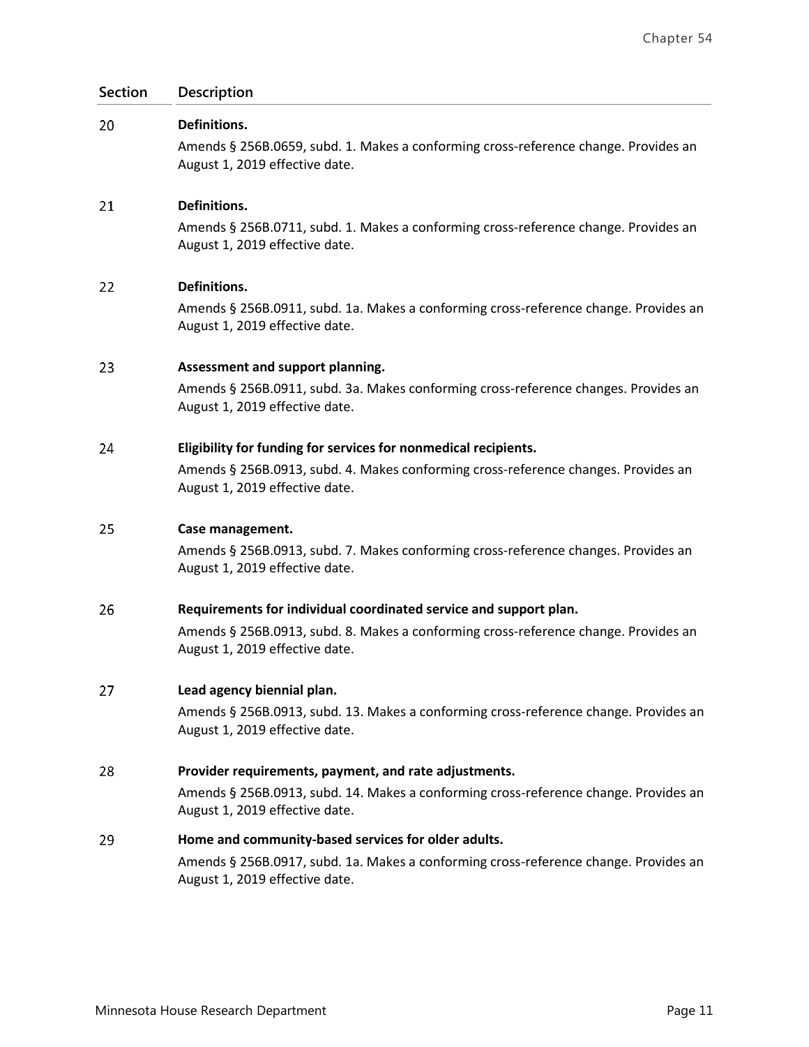| Section | Description |
|---|---|
| 20 | **Definitions.**<br>Amends § 256B.0659, subd. 1. Makes a conforming cross-reference change. Provides an August 1, 2019 effective date. |
| 21 | **Definitions.**<br>Amends § 256B.0711, subd. 1. Makes a conforming cross-reference change. Provides an August 1, 2019 effective date. |
| 22 | **Definitions.**<br>Amends § 256B.0911, subd. 1a. Makes a conforming cross-reference change. Provides an August 1, 2019 effective date. |
| 23 | **Assessment and support planning.**<br>Amends § 256B.0911, subd. 3a. Makes conforming cross-reference changes. Provides an August 1, 2019 effective date. |
| 24 | **Eligibility for funding for services for nonmedical recipients.**<br>Amends § 256B.0913, subd. 4. Makes conforming cross-reference changes. Provides an August 1, 2019 effective date. |
| 25 | **Case management.**<br>Amends § 256B.0913, subd. 7. Makes conforming cross-reference changes. Provides an August 1, 2019 effective date. |
| 26 | **Requirements for individual coordinated service and support plan.**<br>Amends § 256B.0913, subd. 8. Makes a conforming cross-reference change. Provides an August 1, 2019 effective date. |
| 27 | **Lead agency biennial plan.**<br>Amends § 256B.0913, subd. 13. Makes a conforming cross-reference change. Provides an August 1, 2019 effective date. |
| 28 | **Provider requirements, payment, and rate adjustments.**<br>Amends § 256B.0913, subd. 14. Makes a conforming cross-reference change. Provides an August 1, 2019 effective date. |
| 29 | **Home and community-based services for older adults.**<br>Amends § 256B.0917, subd. 1a. Makes a conforming cross-reference change. Provides an August 1, 2019 effective date. |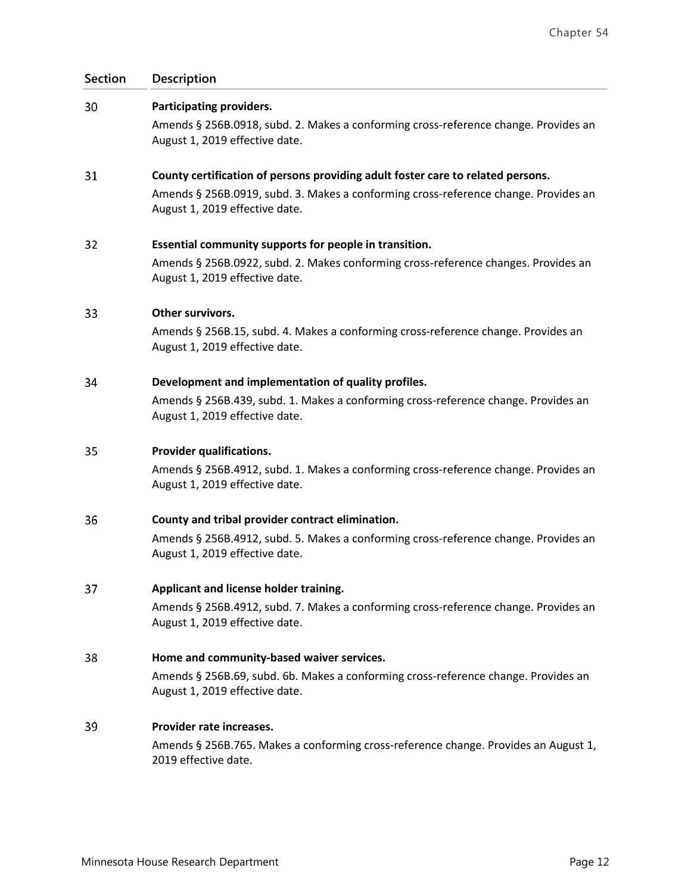| Section | Description |
|---|---|
| 30 | **Participating providers.** Amends § 256B.0918, subd. 2. Makes a conforming cross-reference change. Provides an August 1, 2019 effective date. |
| 31 | **County certification of persons providing adult foster care to related persons.** Amends § 256B.0919, subd. 3. Makes a conforming cross-reference change. Provides an August 1, 2019 effective date. |
| 32 | **Essential community supports for people in transition.** Amends § 256B.0922, subd. 2. Makes conforming cross-reference changes. Provides an August 1, 2019 effective date. |
| 33 | **Other survivors.** Amends § 256B.15, subd. 4. Makes a conforming cross-reference change. Provides an August 1, 2019 effective date. |
| 34 | **Development and implementation of quality profiles.** Amends § 256B.439, subd. 1. Makes a conforming cross-reference change. Provides an August 1, 2019 effective date. |
| 35 | **Provider qualifications.** Amends § 256B.4912, subd. 1. Makes a conforming cross-reference change. Provides an August 1, 2019 effective date. |
| 36 | **County and tribal provider contract elimination.** Amends § 256B.4912, subd. 5. Makes a conforming cross-reference change. Provides an August 1, 2019 effective date. |
| 37 | **Applicant and license holder training.** Amends § 256B.4912, subd. 7. Makes a conforming cross-reference change. Provides an August 1, 2019 effective date. |
| 38 | **Home and community-based waiver services.** Amends § 256B.69, subd. 6b. Makes a conforming cross-reference change. Provides an August 1, 2019 effective date. |
| 39 | **Provider rate increases.** Amends § 256B.765. Makes a conforming cross-reference change. Provides an August 1, 2019 effective date. |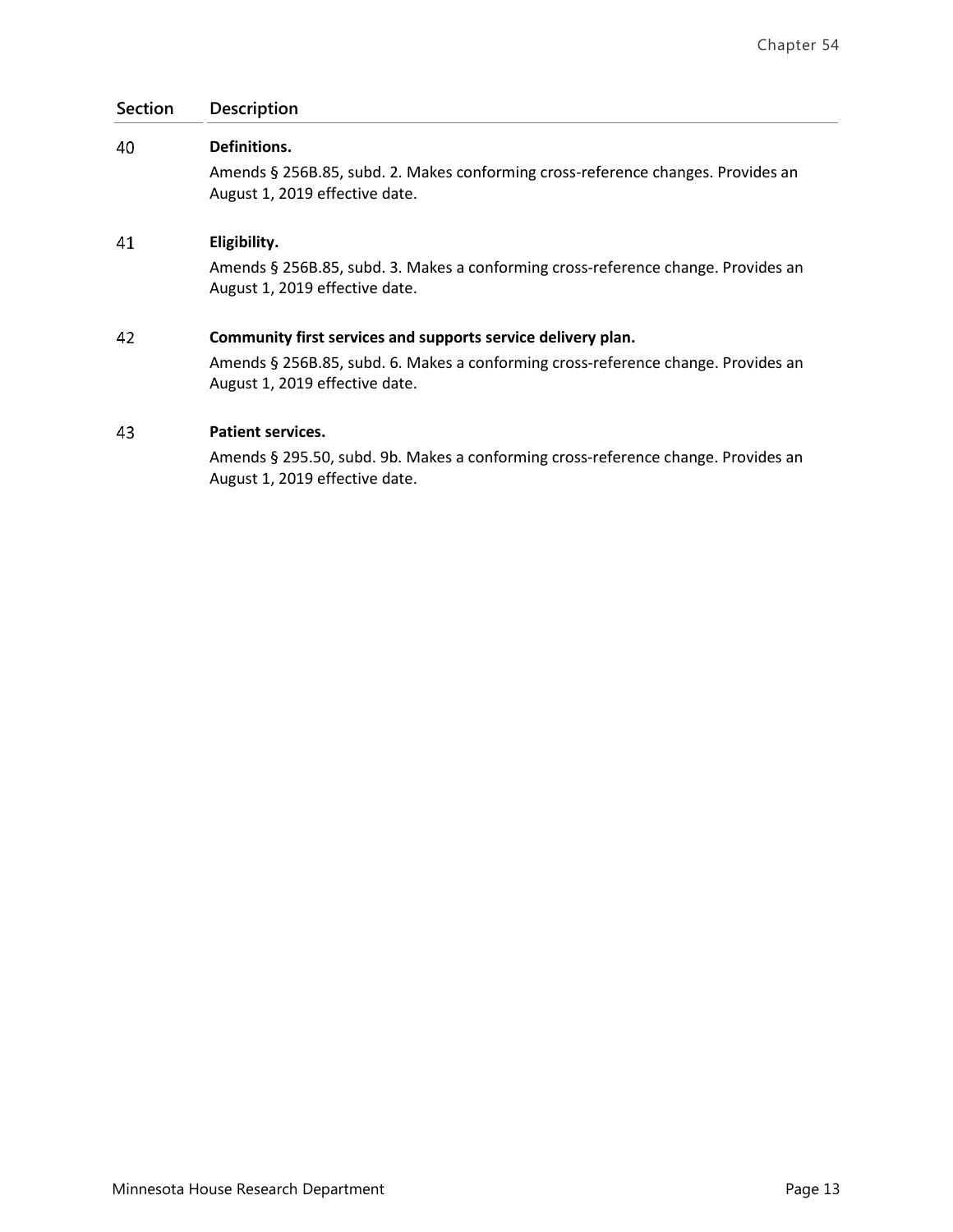| Section | Description |
| --- | --- |
| 40 | **Definitions.**<br>Amends § 256B.85, subd. 2. Makes conforming cross-reference changes. Provides an August 1, 2019 effective date. |
| 41 | **Eligibility.**<br>Amends § 256B.85, subd. 3. Makes a conforming cross-reference change. Provides an August 1, 2019 effective date. |
| 42 | **Community first services and supports service delivery plan.**<br>Amends § 256B.85, subd. 6. Makes a conforming cross-reference change. Provides an August 1, 2019 effective date. |
| 43 | **Patient services.**<br>Amends § 295.50, subd. 9b. Makes a conforming cross-reference change. Provides an August 1, 2019 effective date. |